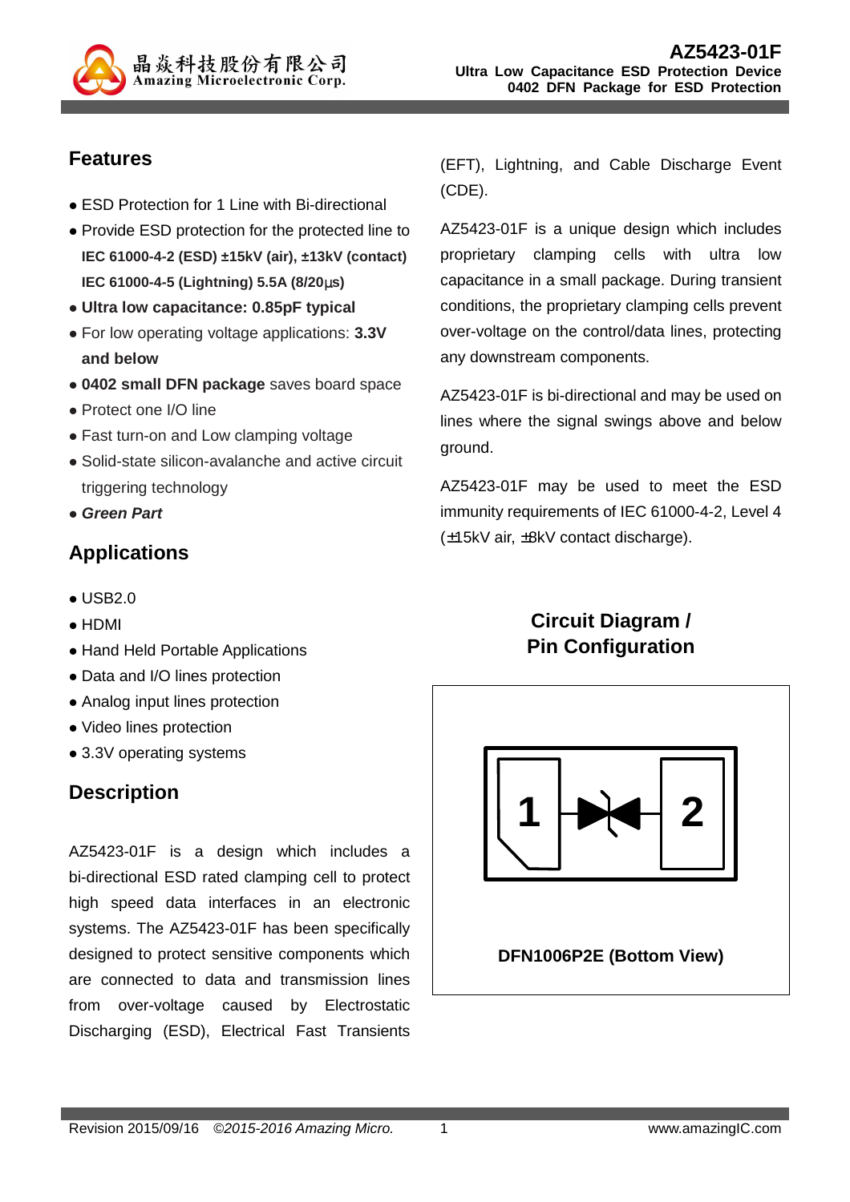**AZ5423-01F**
**Ultra Low Capacitance ESD Protection Device**
**0402 DFN Package for ESD Protection**

## Features

- ESD Protection for 1 Line with Bi-directional
- Provide ESD protection for the protected line to **IEC 61000-4-2 (ESD) ±15kV (air), ±13kV (contact)** **IEC 61000-4-5 (Lightning) 5.5A (8/20μs)**
- **Ultra low capacitance: 0.85pF typical**
- For low operating voltage applications: **3.3V and below**
- **0402 small DFN package** saves board space
- Protect one I/O line
- Fast turn-on and Low clamping voltage
- Solid-state silicon-avalanche and active circuit triggering technology
- ***Green Part***

## Applications

- USB2.0
- HDMI
- Hand Held Portable Applications
- Data and I/O lines protection
- Analog input lines protection
- Video lines protection
- 3.3V operating systems

## Description

AZ5423-01F is a design which includes a bi-directional ESD rated clamping cell to protect high speed data interfaces in an electronic systems. The AZ5423-01F has been specifically designed to protect sensitive components which are connected to data and transmission lines from over-voltage caused by Electrostatic Discharging (ESD), Electrical Fast Transients (EFT), Lightning, and Cable Discharge Event (CDE).

AZ5423-01F is a unique design which includes proprietary clamping cells with ultra low capacitance in a small package. During transient conditions, the proprietary clamping cells prevent over-voltage on the control/data lines, protecting any downstream components.

AZ5423-01F is bi-directional and may be used on lines where the signal swings above and below ground.

AZ5423-01F may be used to meet the ESD immunity requirements of IEC 61000-4-2, Level 4 (±15kV air, ±8kV contact discharge).

## Circuit Diagram / Pin Configuration

1 2

**DFN1006P2E (Bottom View)**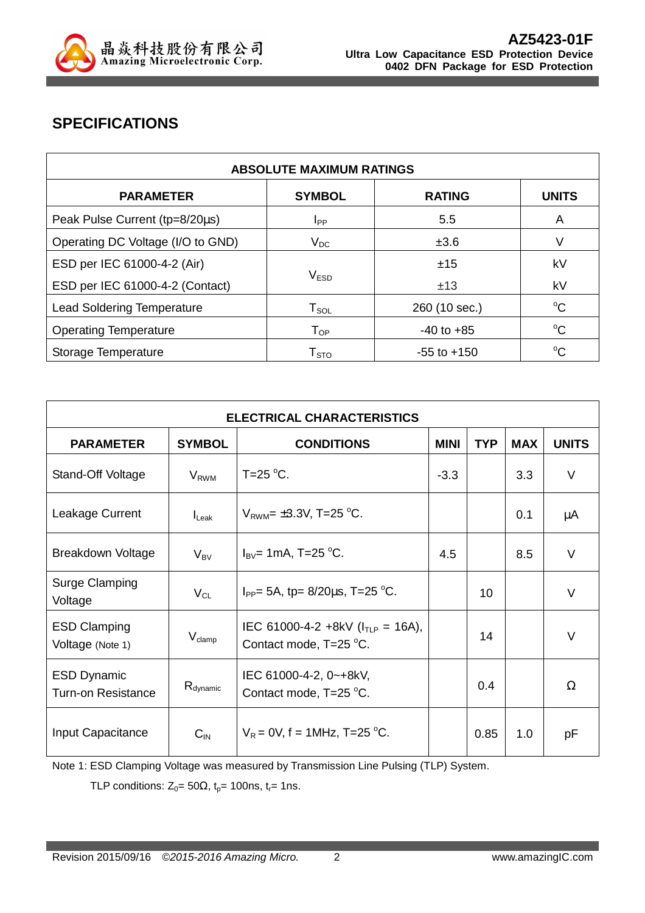## SPECIFICATIONS

| ABSOLUTE MAXIMUM RATINGS | | | |
|---|---|---|---|
| **PARAMETER** | **SYMBOL** | **RATING** | **UNITS** |
| Peak Pulse Current (tp=8/20μs) | $I_{PP}$ | 5.5 | A |
| Operating DC Voltage (I/O to GND) | $V_{DC}$ | ±3.6 | V |
| ESD per IEC 61000-4-2 (Air) | $V_{ESD}$ | ±15 | kV |
| ESD per IEC 61000-4-2 (Contact) | | ±13 | kV |
| Lead Soldering Temperature | $T_{SOL}$ | 260 (10 sec.) | °C |
| Operating Temperature | $T_{OP}$ | -40 to +85 | °C |
| Storage Temperature | $T_{STO}$ | -55 to +150 | °C |

| ELECTRICAL CHARACTERISTICS | | | | | | |
|---|---|---|---|---|---|---|
| **PARAMETER** | **SYMBOL** | **CONDITIONS** | **MINI** | **TYP** | **MAX** | **UNITS** |
| Stand-Off Voltage | $V_{RWM}$ | T=25 °C. | -3.3 | | 3.3 | V |
| Leakage Current | $I_{Leak}$ | $V_{RWM}$= ±3.3V, T=25 °C. | | | 0.1 | μA |
| Breakdown Voltage | $V_{BV}$ | $I_{BV}$= 1mA, T=25 °C. | 4.5 | | 8.5 | V |
| Surge Clamping Voltage | $V_{CL}$ | $I_{PP}$= 5A, tp= 8/20μs, T=25 °C. | | 10 | | V |
| ESD Clamping Voltage (Note 1) | $V_{clamp}$ | IEC 61000-4-2 +8kV ($I_{TLP}$ = 16A), Contact mode, T=25 °C. | | 14 | | V |
| ESD Dynamic Turn-on Resistance | $R_{dynamic}$ | IEC 61000-4-2, 0~+8kV, Contact mode, T=25 °C. | | 0.4 | | Ω |
| Input Capacitance | $C_{IN}$ | $V_R$ = 0V, f = 1MHz, T=25 °C. | | 0.85 | 1.0 | pF |

Note 1: ESD Clamping Voltage was measured by Transmission Line Pulsing (TLP) System.

TLP conditions: $Z_0$= 50Ω, $t_p$= 100ns, $t_r$= 1ns.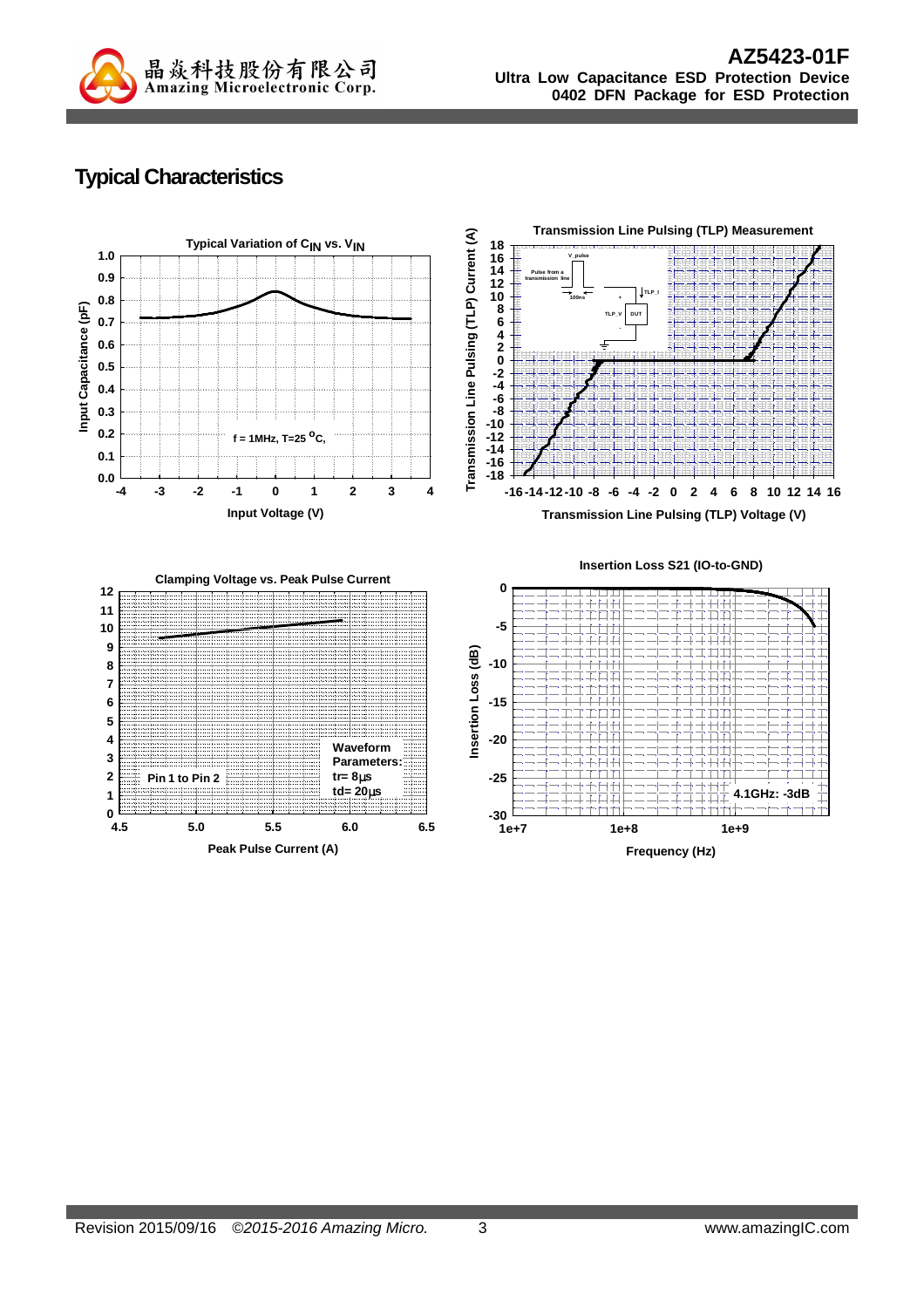## Typical Characteristics

**Typical Variation of $C_{IN}$ vs. $V_{IN}$**

Input Capacitance (pF) vs. Input Voltage (V)

f = 1MHz, T=25 °C,

**Transmission Line Pulsing (TLP) Measurement**

Transmission Line Pulsing (TLP) Current (A) vs. Transmission Line Pulsing (TLP) Voltage (V)

**Clamping Voltage vs. Peak Pulse Current**

Peak Pulse Current (A)

Pin 1 to Pin 2

Waveform Parameters:
tr= 8μs
td= 20μs

**Insertion Loss S21 (IO-to-GND)**

Insertion Loss (dB) vs. Frequency (Hz)

4.1GHz: -3dB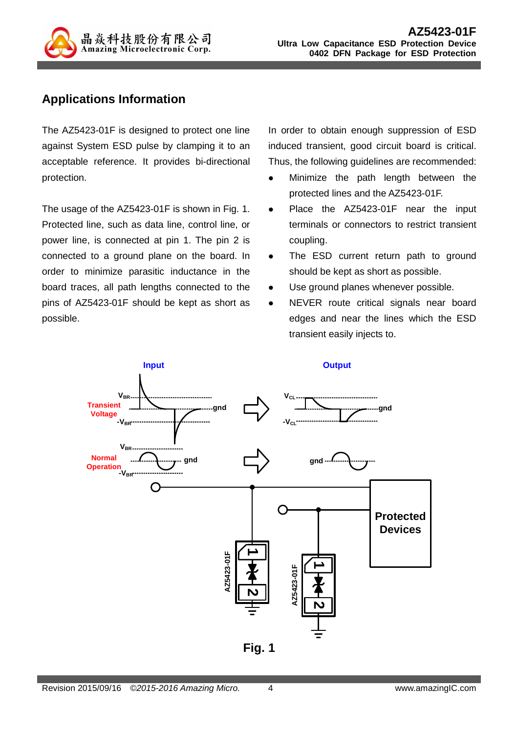## Applications Information

The AZ5423-01F is designed to protect one line against System ESD pulse by clamping it to an acceptable reference. It provides bi-directional protection.

The usage of the AZ5423-01F is shown in Fig. 1. Protected line, such as data line, control line, or power line, is connected at pin 1. The pin 2 is connected to a ground plane on the board. In order to minimize parasitic inductance in the board traces, all path lengths connected to the pins of AZ5423-01F should be kept as short as possible.

In order to obtain enough suppression of ESD induced transient, good circuit board is critical. Thus, the following guidelines are recommended:

- Minimize the path length between the protected lines and the AZ5423-01F.
- Place the AZ5423-01F near the input terminals or connectors to restrict transient coupling.
- The ESD current return path to ground should be kept as short as possible.
- Use ground planes whenever possible.
- NEVER route critical signals near board edges and near the lines which the ESD transient easily injects to.

Fig. 1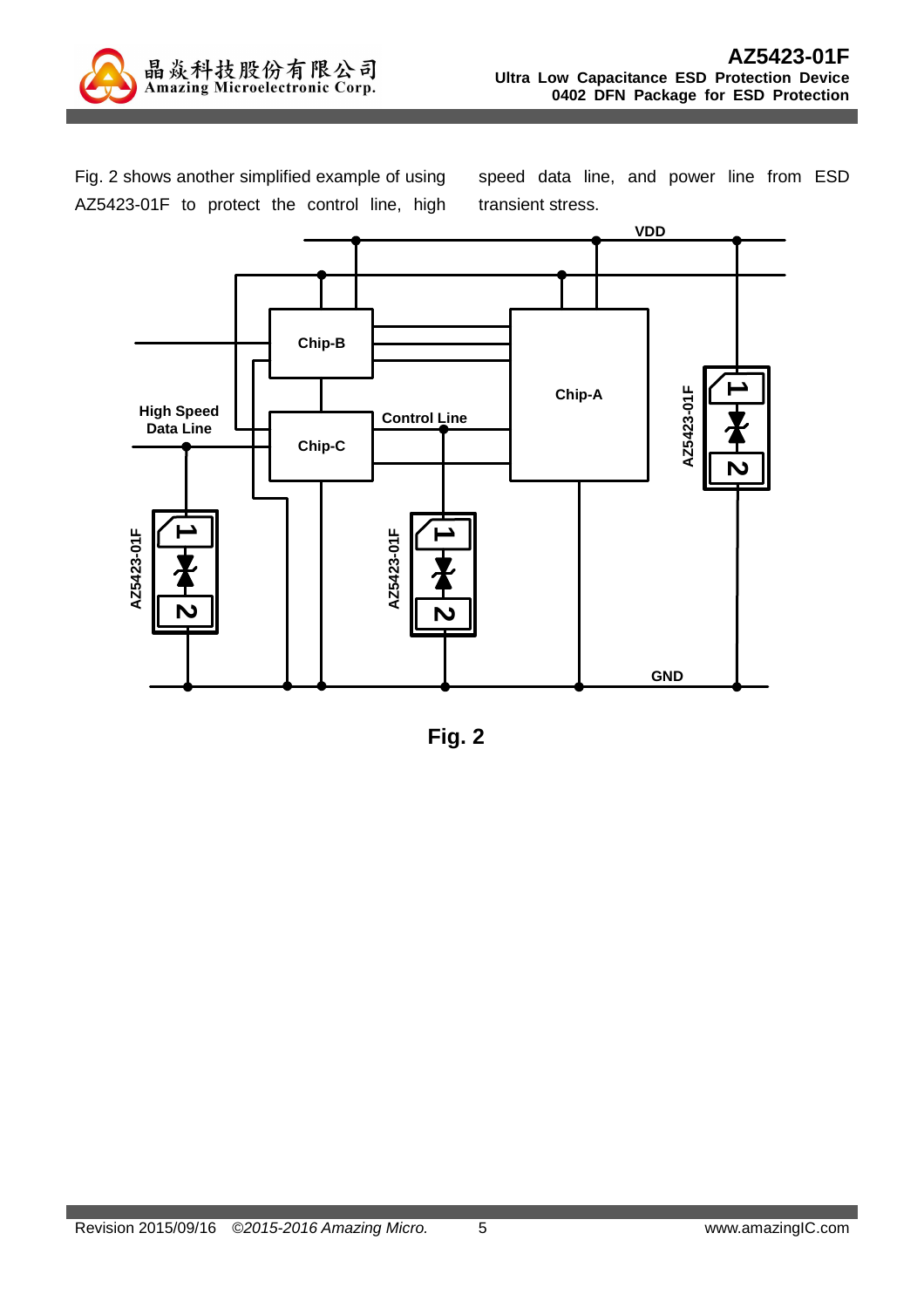Fig. 2 shows another simplified example of using AZ5423-01F to protect the control line, high speed data line, and power line from ESD transient stress.

Fig. 2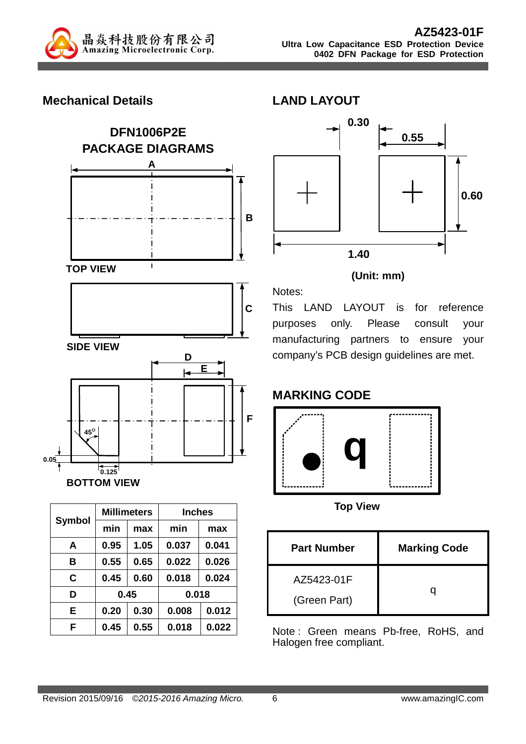## Mechanical Details

### DFN1006P2E PACKAGE DIAGRAMS

TOP VIEW

SIDE VIEW

BOTTOM VIEW

| Symbol | Millimeters | | Inches | |
|---|---|---|---|---|
| | min | max | min | max |
| A | 0.95 | 1.05 | 0.037 | 0.041 |
| B | 0.55 | 0.65 | 0.022 | 0.026 |
| C | 0.45 | 0.60 | 0.018 | 0.024 |
| D | 0.45 | | 0.018 | |
| E | 0.20 | 0.30 | 0.008 | 0.012 |
| F | 0.45 | 0.55 | 0.018 | 0.022 |

## LAND LAYOUT

**(Unit: mm)**

Notes:

This LAND LAYOUT is for reference purposes only. Please consult your manufacturing partners to ensure your company's PCB design guidelines are met.

## MARKING CODE

Top View

| Part Number | Marking Code |
|---|---|
| AZ5423-01F (Green Part) | q |

Note : Green means Pb-free, RoHS, and Halogen free compliant.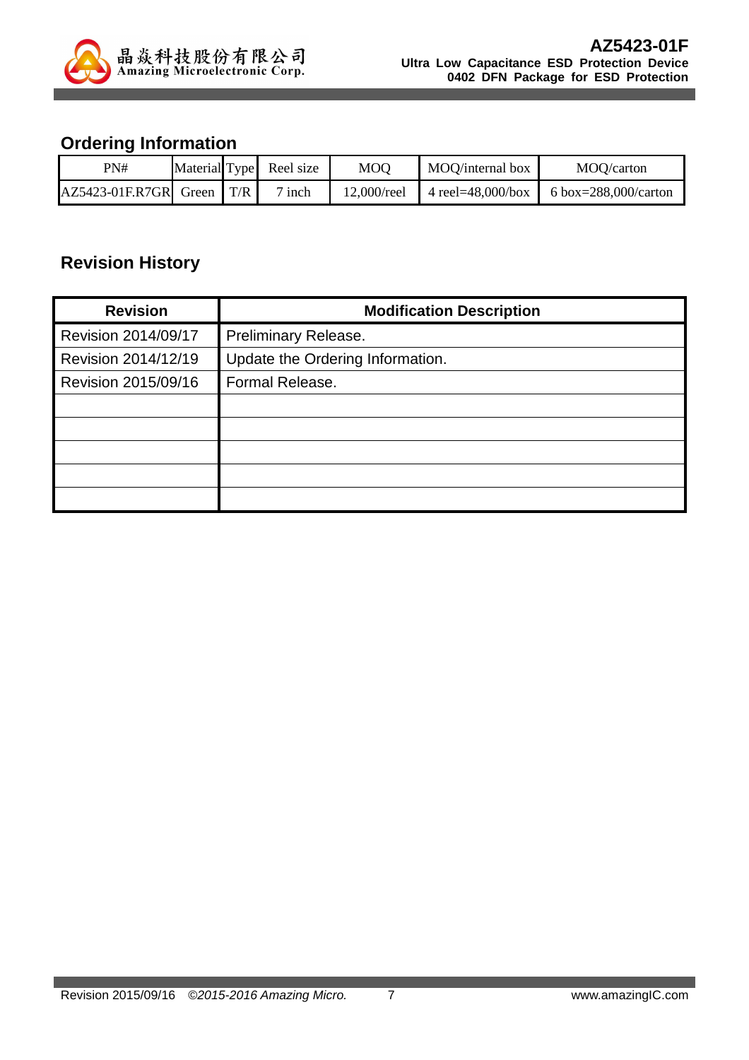## Ordering Information

| PN# | Material | Type | Reel size | MOQ | MOQ/internal box | MOQ/carton |
|---|---|---|---|---|---|---|
| AZ5423-01F.R7GR | Green | T/R | 7 inch | 12,000/reel | 4 reel=48,000/box | 6 box=288,000/carton |

## Revision History

| Revision | Modification Description |
|---|---|
| Revision 2014/09/17 | Preliminary Release. |
| Revision 2014/12/19 | Update the Ordering Information. |
| Revision 2015/09/16 | Formal Release. |
| | |
| | |
| | |
| | |
| | |